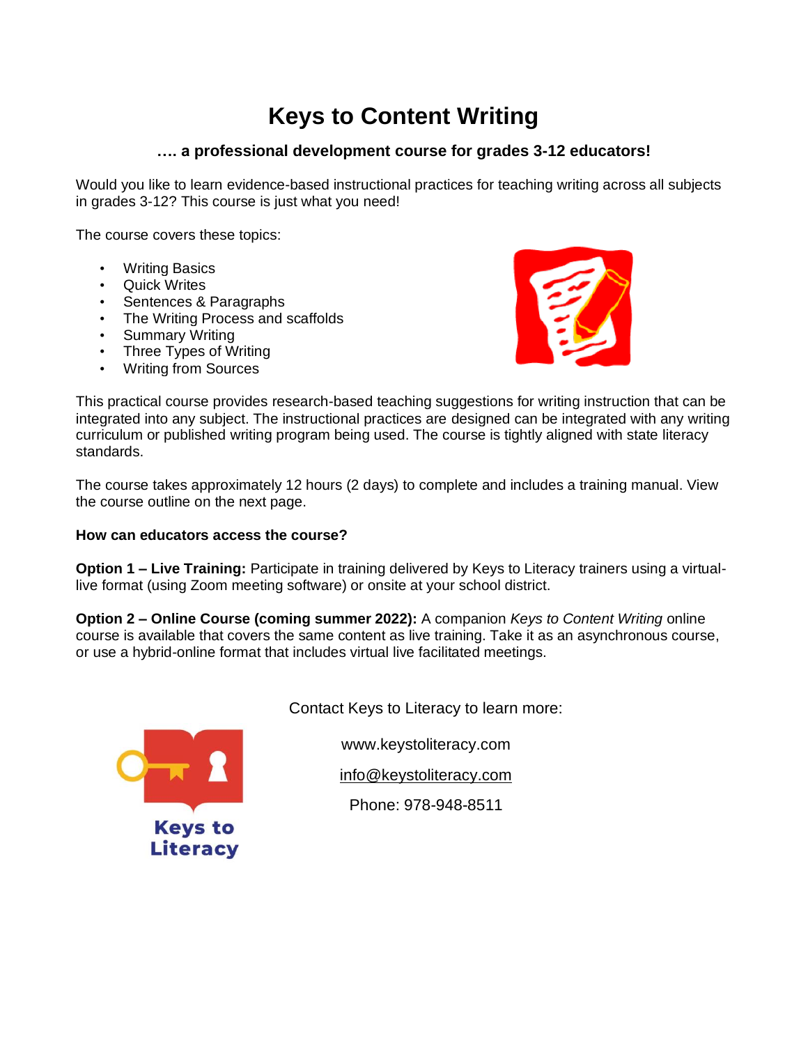# Keys to Content Writing

### …. a professional development course for grades 3-12 educators!

Would you like to learn evidence-based instructional practices for teaching writing across all subjects in grades 3-12? This course is just what you need!

The course covers these topics:

- Writing Basics
- Quick Writes
- Sentences & Paragraphs
- The Writing Process and scaffolds
- Summary Writing
- Three Types of Writing
- Writing from Sources

This practical course provides research-based teaching suggestions for writing instruction that can be integrated into any subject. The instructional practices are designed can be integrated with any writing curriculum or published writing program being used. The course is tightly aligned with state literacy standards.

The course takes approximately 12 hours (2 days) to complete and includes a training manual. View the course outline on the next page.

**How can educators access the course?**

**Option 1 – Live Training:** Participate in training delivered by Keys to Literacy trainers using a virtual-live format (using Zoom meeting software) or onsite at your school district.

**Option 2 – Online Course (coming summer 2022):** A companion *Keys to Content Writing* online course is available that covers the same content as live training. Take it as an asynchronous course, or use a hybrid-online format that includes virtual live facilitated meetings.

Contact Keys to Literacy to learn more:

www.keystoliteracy.com

info@keystoliteracy.com

Phone: 978-948-8511

Keys to Literacy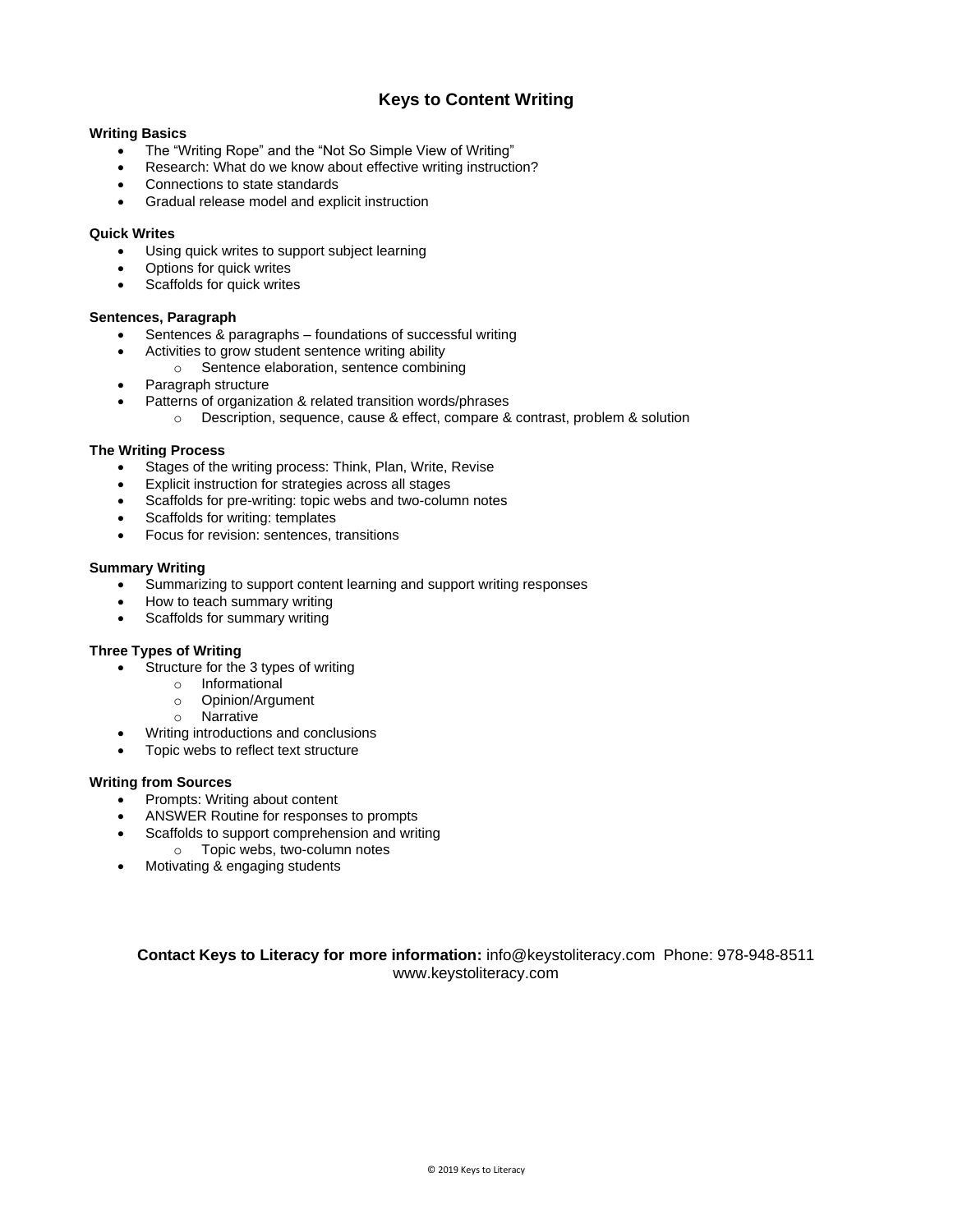# Keys to Content Writing

**Writing Basics**

- The "Writing Rope" and the "Not So Simple View of Writing"
- Research: What do we know about effective writing instruction?
- Connections to state standards
- Gradual release model and explicit instruction

**Quick Writes**

- Using quick writes to support subject learning
- Options for quick writes
- Scaffolds for quick writes

**Sentences, Paragraph**

- Sentences & paragraphs – foundations of successful writing
- Activities to grow student sentence writing ability
  - Sentence elaboration, sentence combining
- Paragraph structure
- Patterns of organization & related transition words/phrases
  - Description, sequence, cause & effect, compare & contrast, problem & solution

**The Writing Process**

- Stages of the writing process: Think, Plan, Write, Revise
- Explicit instruction for strategies across all stages
- Scaffolds for pre-writing: topic webs and two-column notes
- Scaffolds for writing: templates
- Focus for revision: sentences, transitions

**Summary Writing**

- Summarizing to support content learning and support writing responses
- How to teach summary writing
- Scaffolds for summary writing

**Three Types of Writing**

- Structure for the 3 types of writing
  - Informational
  - Opinion/Argument
  - Narrative
- Writing introductions and conclusions
- Topic webs to reflect text structure

**Writing from Sources**

- Prompts: Writing about content
- ANSWER Routine for responses to prompts
- Scaffolds to support comprehension and writing
  - Topic webs, two-column notes
- Motivating & engaging students

**Contact Keys to Literacy for more information:** info@keystoliteracy.com Phone: 978-948-8511
www.keystoliteracy.com

© 2019 Keys to Literacy